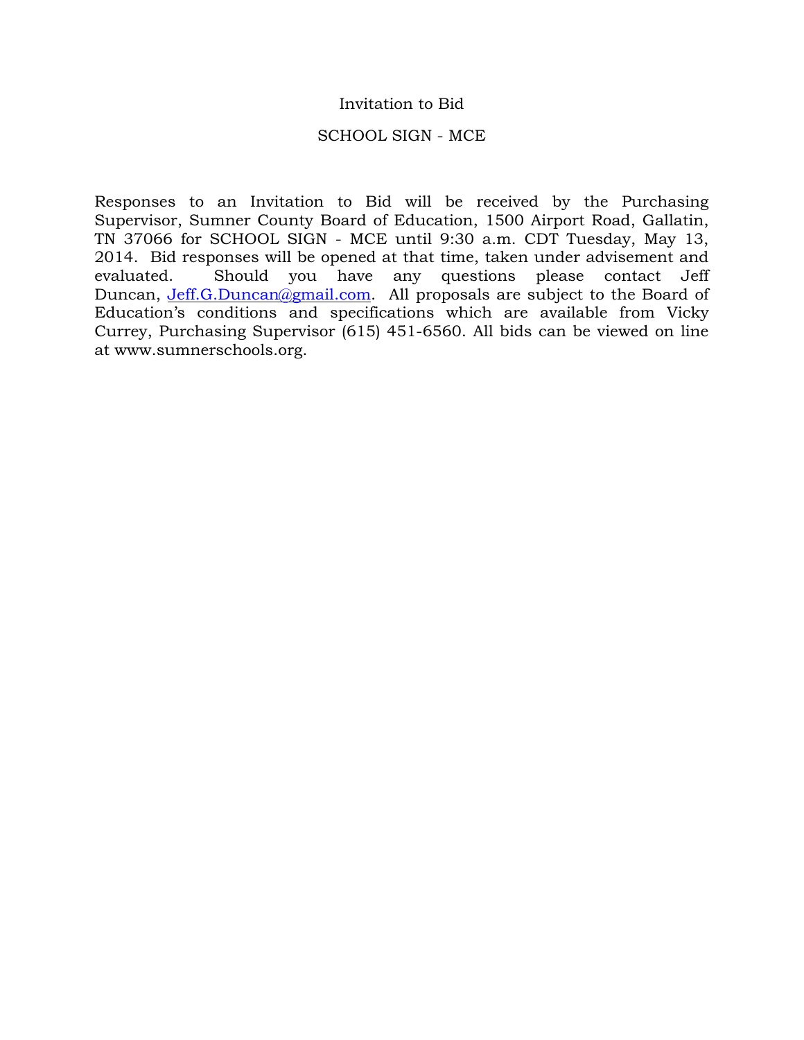# Invitation to Bid

## SCHOOL SIGN - MCE

Responses to an Invitation to Bid will be received by the Purchasing Supervisor, Sumner County Board of Education, 1500 Airport Road, Gallatin, TN 37066 for SCHOOL SIGN - MCE until 9:30 a.m. CDT Tuesday, May 13, 2014. Bid responses will be opened at that time, taken under advisement and evaluated. Should you have any questions please contact Jeff Duncan, Jeff.G.Duncan@gmail.com. All proposals are subject to the Board of Education's conditions and specifications which are available from Vicky Currey, Purchasing Supervisor (615) 451-6560. All bids can be viewed on line at www.sumnerschools.org.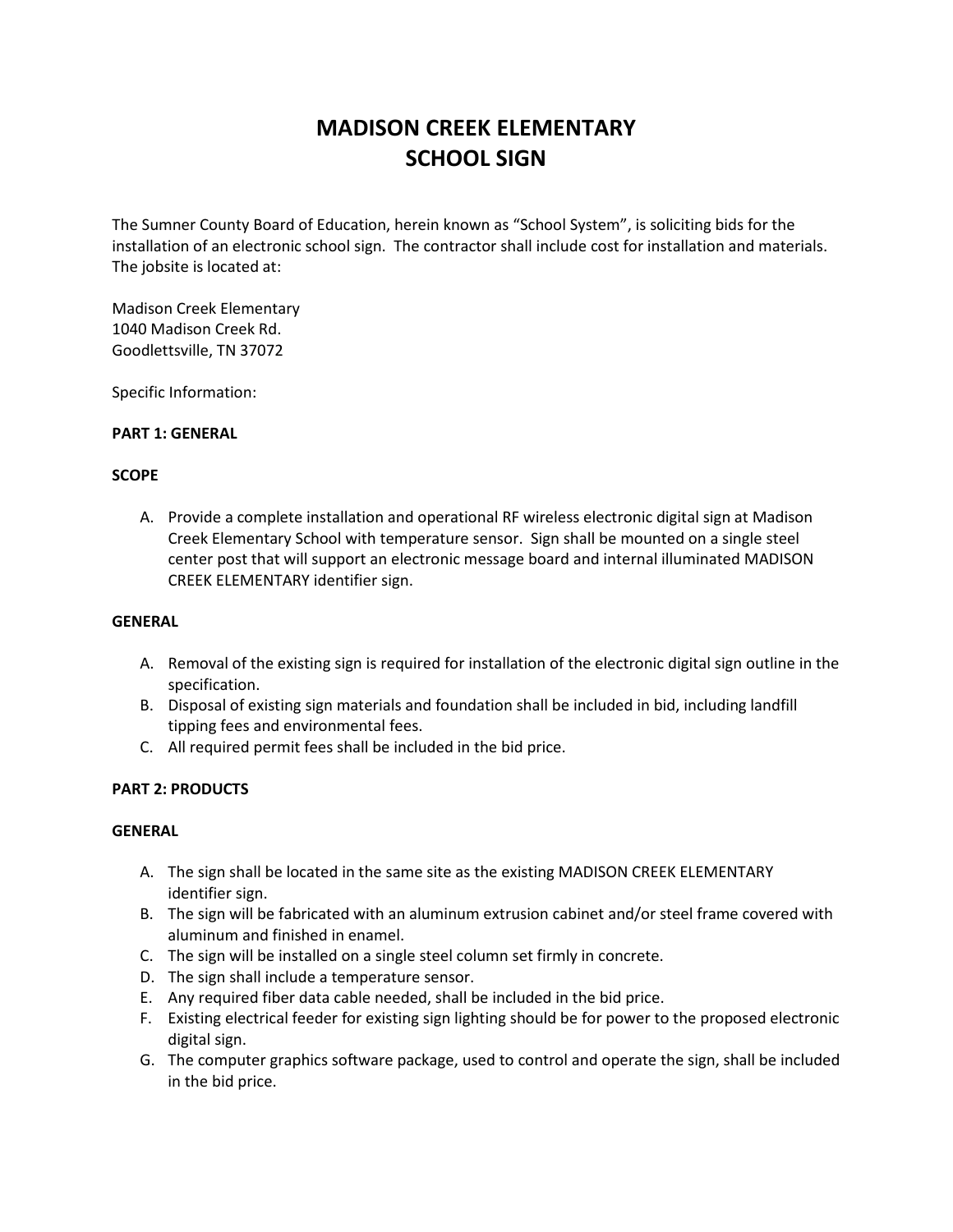# MADISON CREEK ELEMENTARY SCHOOL SIGN

The Sumner County Board of Education, herein known as "School System", is soliciting bids for the installation of an electronic school sign. The contractor shall include cost for installation and materials. The jobsite is located at:

Madison Creek Elementary
1040 Madison Creek Rd.
Goodlettsville, TN 37072

Specific Information:

**PART 1: GENERAL**

**SCOPE**

A. Provide a complete installation and operational RF wireless electronic digital sign at Madison Creek Elementary School with temperature sensor. Sign shall be mounted on a single steel center post that will support an electronic message board and internal illuminated MADISON CREEK ELEMENTARY identifier sign.

**GENERAL**

A. Removal of the existing sign is required for installation of the electronic digital sign outline in the specification.
B. Disposal of existing sign materials and foundation shall be included in bid, including landfill tipping fees and environmental fees.
C. All required permit fees shall be included in the bid price.

**PART 2: PRODUCTS**

**GENERAL**

A. The sign shall be located in the same site as the existing MADISON CREEK ELEMENTARY identifier sign.
B. The sign will be fabricated with an aluminum extrusion cabinet and/or steel frame covered with aluminum and finished in enamel.
C. The sign will be installed on a single steel column set firmly in concrete.
D. The sign shall include a temperature sensor.
E. Any required fiber data cable needed, shall be included in the bid price.
F. Existing electrical feeder for existing sign lighting should be for power to the proposed electronic digital sign.
G. The computer graphics software package, used to control and operate the sign, shall be included in the bid price.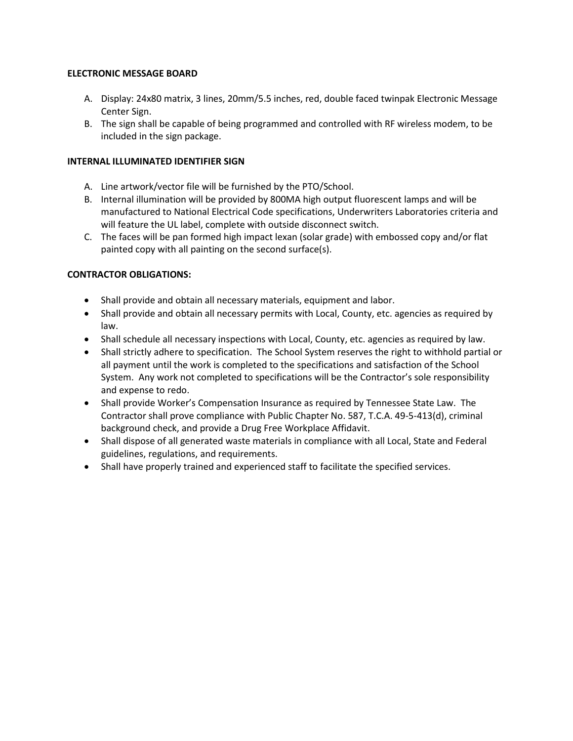**ELECTRONIC MESSAGE BOARD**

A. Display: 24x80 matrix, 3 lines, 20mm/5.5 inches, red, double faced twinpak Electronic Message Center Sign.
B. The sign shall be capable of being programmed and controlled with RF wireless modem, to be included in the sign package.

**INTERNAL ILLUMINATED IDENTIFIER SIGN**

A. Line artwork/vector file will be furnished by the PTO/School.
B. Internal illumination will be provided by 800MA high output fluorescent lamps and will be manufactured to National Electrical Code specifications, Underwriters Laboratories criteria and will feature the UL label, complete with outside disconnect switch.
C. The faces will be pan formed high impact lexan (solar grade) with embossed copy and/or flat painted copy with all painting on the second surface(s).

**CONTRACTOR OBLIGATIONS:**

- Shall provide and obtain all necessary materials, equipment and labor.
- Shall provide and obtain all necessary permits with Local, County, etc. agencies as required by law.
- Shall schedule all necessary inspections with Local, County, etc. agencies as required by law.
- Shall strictly adhere to specification. The School System reserves the right to withhold partial or all payment until the work is completed to the specifications and satisfaction of the School System. Any work not completed to specifications will be the Contractor's sole responsibility and expense to redo.
- Shall provide Worker's Compensation Insurance as required by Tennessee State Law. The Contractor shall prove compliance with Public Chapter No. 587, T.C.A. 49-5-413(d), criminal background check, and provide a Drug Free Workplace Affidavit.
- Shall dispose of all generated waste materials in compliance with all Local, State and Federal guidelines, regulations, and requirements.
- Shall have properly trained and experienced staff to facilitate the specified services.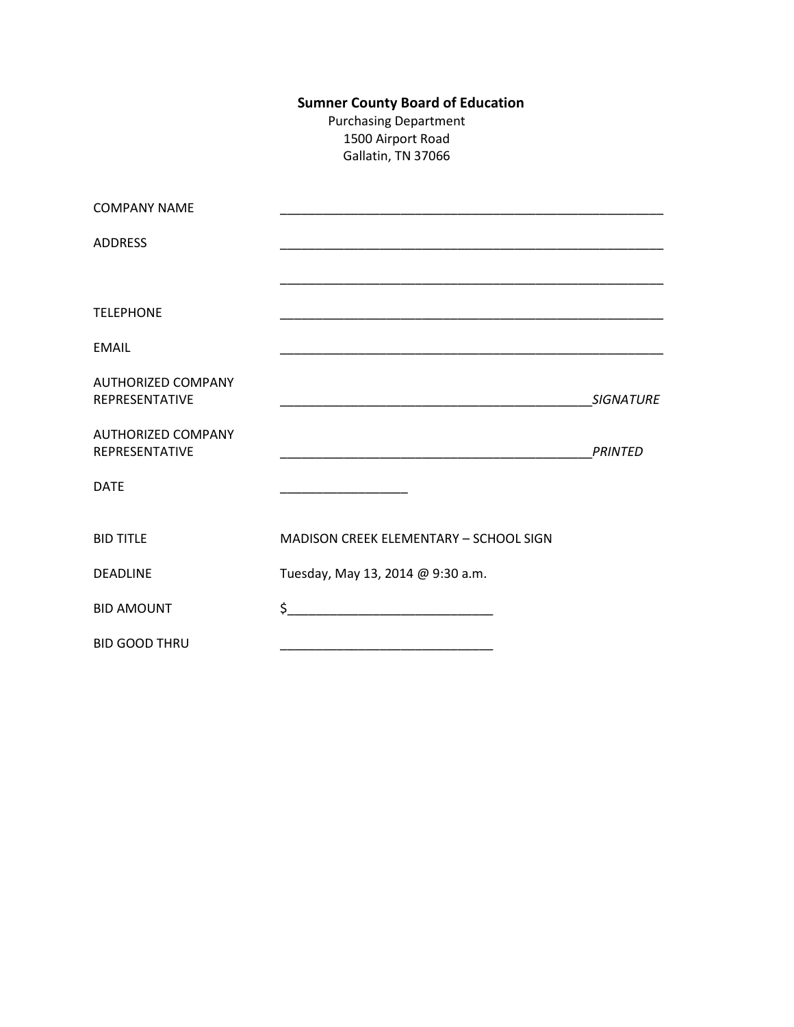**Sumner County Board of Education**

Purchasing Department
1500 Airport Road
Gallatin, TN 37066

COMPANY NAME ________________________________________________________

ADDRESS ________________________________________________________

________________________________________________________

TELEPHONE ________________________________________________________

EMAIL ________________________________________________________

AUTHORIZED COMPANY REPRESENTATIVE ____________________________________________ *SIGNATURE*

AUTHORIZED COMPANY REPRESENTATIVE ____________________________________________ *PRINTED*

DATE __________________

BID TITLE MADISON CREEK ELEMENTARY – SCHOOL SIGN

DEADLINE Tuesday, May 13, 2014 @ 9:30 a.m.

BID AMOUNT $_____________________________

BID GOOD THRU ______________________________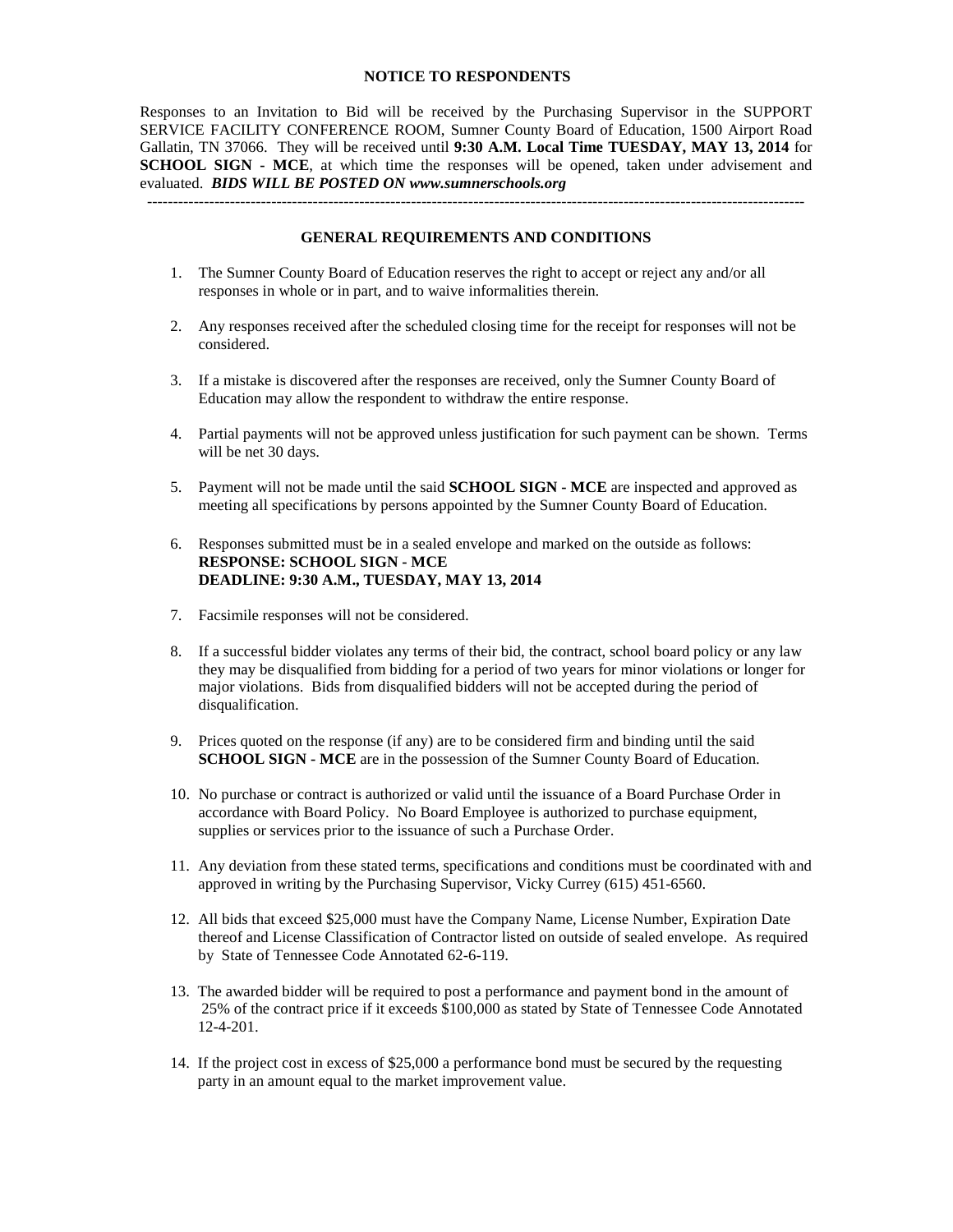**NOTICE TO RESPONDENTS**

Responses to an Invitation to Bid will be received by the Purchasing Supervisor in the SUPPORT SERVICE FACILITY CONFERENCE ROOM, Sumner County Board of Education, 1500 Airport Road Gallatin, TN 37066. They will be received until **9:30 A.M. Local Time TUESDAY, MAY 13, 2014** for **SCHOOL SIGN - MCE**, at which time the responses will be opened, taken under advisement and evaluated. ***BIDS WILL BE POSTED ON www.sumnerschools.org***

---

**GENERAL REQUIREMENTS AND CONDITIONS**

1. The Sumner County Board of Education reserves the right to accept or reject any and/or all responses in whole or in part, and to waive informalities therein.

2. Any responses received after the scheduled closing time for the receipt for responses will not be considered.

3. If a mistake is discovered after the responses are received, only the Sumner County Board of Education may allow the respondent to withdraw the entire response.

4. Partial payments will not be approved unless justification for such payment can be shown. Terms will be net 30 days.

5. Payment will not be made until the said **SCHOOL SIGN - MCE** are inspected and approved as meeting all specifications by persons appointed by the Sumner County Board of Education.

6. Responses submitted must be in a sealed envelope and marked on the outside as follows:
   **RESPONSE: SCHOOL SIGN - MCE**
   **DEADLINE: 9:30 A.M., TUESDAY, MAY 13, 2014**

7. Facsimile responses will not be considered.

8. If a successful bidder violates any terms of their bid, the contract, school board policy or any law they may be disqualified from bidding for a period of two years for minor violations or longer for major violations. Bids from disqualified bidders will not be accepted during the period of disqualification.

9. Prices quoted on the response (if any) are to be considered firm and binding until the said **SCHOOL SIGN - MCE** are in the possession of the Sumner County Board of Education.

10. No purchase or contract is authorized or valid until the issuance of a Board Purchase Order in accordance with Board Policy. No Board Employee is authorized to purchase equipment, supplies or services prior to the issuance of such a Purchase Order.

11. Any deviation from these stated terms, specifications and conditions must be coordinated with and approved in writing by the Purchasing Supervisor, Vicky Currey (615) 451-6560.

12. All bids that exceed $25,000 must have the Company Name, License Number, Expiration Date thereof and License Classification of Contractor listed on outside of sealed envelope. As required by State of Tennessee Code Annotated 62-6-119.

13. The awarded bidder will be required to post a performance and payment bond in the amount of 25% of the contract price if it exceeds $100,000 as stated by State of Tennessee Code Annotated 12-4-201.

14. If the project cost in excess of $25,000 a performance bond must be secured by the requesting party in an amount equal to the market improvement value.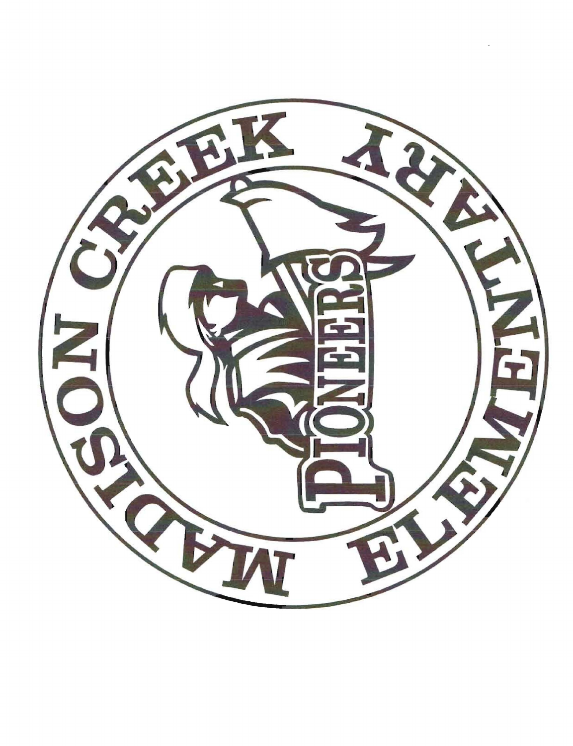MADISON CREEK ELEMENTARY

PIONEERS